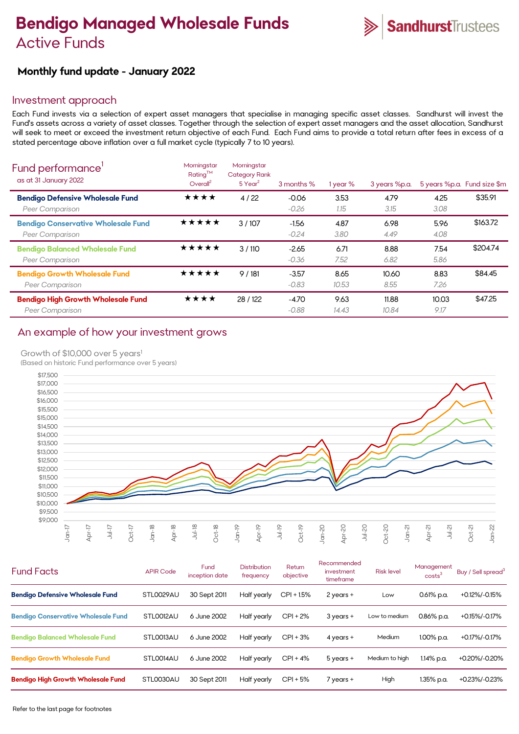# Bendigo Managed Wholesale Funds

## Active Funds

SandhurstTrustees

### Monthly fund update - January 2022

## Investment approach

Each Fund invests via a selection of expert asset managers that specialise in managing specific asset classes. Sandhurst will invest the Fund's assets across a variety of asset classes. Together through the selection of expert asset managers and the asset allocation, Sandhurst will seek to meet or exceed the investment return objective of each Fund. Each Fund aims to provide a total return after fees in excess of a stated percentage above inflation over a full market cycle (typically 7 to 10 years).

## Fund performance[1]

as at 31 January 2022

| | Morningstar Rating™ Overall[2] | Morningstar Category Rank 5 Year[2] | 3 months % | 1 year % | 3 years %p.a. | 5 years %p.a. | Fund size $m |
|---|---|---|---|---|---|---|---|
| **Bendigo Defensive Wholesale Fund** | ★★★★ | 4 / 22 | -0.06 | 3.53 | 4.79 | 4.25 | $35.91 |
| *Peer Comparison* | | | *-0.26* | *1.15* | *3.15* | *3.08* | |
| **Bendigo Conservative Wholesale Fund** | ★★★★★ | 3 / 107 | -1.56 | 4.87 | 6.98 | 5.96 | $163.72 |
| *Peer Comparison* | | | *-0.24* | *3.80* | *4.49* | *4.08* | |
| **Bendigo Balanced Wholesale Fund** | ★★★★★ | 3 / 110 | -2.65 | 6.71 | 8.88 | 7.54 | $204.74 |
| *Peer Comparison* | | | *-0.36* | *7.52* | *6.82* | *5.86* | |
| **Bendigo Growth Wholesale Fund** | ★★★★★ | 9 / 181 | -3.57 | 8.65 | 10.60 | 8.83 | $84.45 |
| *Peer Comparison* | | | *-0.83* | *10.53* | *8.55* | *7.26* | |
| **Bendigo High Growth Wholesale Fund** | ★★★★ | 28 / 122 | -4.70 | 9.63 | 11.88 | 10.03 | $47.25 |
| *Peer Comparison* | | | *-0.88* | *14.43* | *10.84* | *9.17* | |

## An example of how your investment grows

Growth of $10,000 over 5 years[1]
(Based on historic Fund performance over 5 years)

## Fund Facts

| | APIR Code | Fund inception date | Distribution frequency | Return objective | Recommended investment timeframe | Risk level | Management costs[3] | Buy / Sell spread[3] |
|---|---|---|---|---|---|---|---|---|
| **Bendigo Defensive Wholesale Fund** | STL0029AU | 30 Sept 2011 | Half yearly | CPI + 1.5% | 2 years + | Low | 0.61% p.a. | +0.12%/-0.15% |
| **Bendigo Conservative Wholesale Fund** | STL0012AU | 6 June 2002 | Half yearly | CPI + 2% | 3 years + | Low to medium | 0.86% p.a. | +0.15%/-0.17% |
| **Bendigo Balanced Wholesale Fund** | STL0013AU | 6 June 2002 | Half yearly | CPI + 3% | 4 years + | Medium | 1.00% p.a. | +0.17%/-0.17% |
| **Bendigo Growth Wholesale Fund** | STL0014AU | 6 June 2002 | Half yearly | CPI + 4% | 5 years + | Medium to high | 1.14% p.a. | +0.20%/-0.20% |
| **Bendigo High Growth Wholesale Fund** | STL0030AU | 30 Sept 2011 | Half yearly | CPI + 5% | 7 years + | High | 1.35% p.a. | +0.23%/-0.23% |

Refer to the last page for footnotes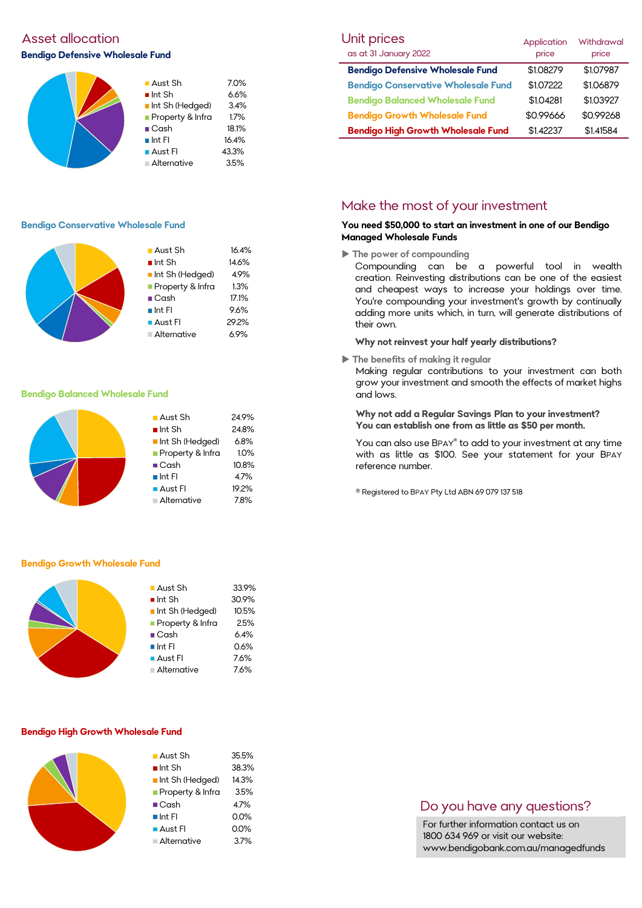## Asset allocation

### Bendigo Defensive Wholesale Fund

| Asset | Allocation |
|---|---|
| Aust Sh | 7.0% |
| Int Sh | 6.6% |
| Int Sh (Hedged) | 3.4% |
| Property & Infra | 1.7% |
| Cash | 18.1% |
| Int FI | 16.4% |
| Aust FI | 43.3% |
| Alternative | 3.5% |

### Bendigo Conservative Wholesale Fund

| Asset | Allocation |
|---|---|
| Aust Sh | 16.4% |
| Int Sh | 14.6% |
| Int Sh (Hedged) | 4.9% |
| Property & Infra | 1.3% |
| Cash | 17.1% |
| Int FI | 9.6% |
| Aust FI | 29.2% |
| Alternative | 6.9% |

### Bendigo Balanced Wholesale Fund

| Asset | Allocation |
|---|---|
| Aust Sh | 24.9% |
| Int Sh | 24.8% |
| Int Sh (Hedged) | 6.8% |
| Property & Infra | 1.0% |
| Cash | 10.8% |
| Int FI | 4.7% |
| Aust FI | 19.2% |
| Alternative | 7.8% |

### Bendigo Growth Wholesale Fund

| Asset | Allocation |
|---|---|
| Aust Sh | 33.9% |
| Int Sh | 30.9% |
| Int Sh (Hedged) | 10.5% |
| Property & Infra | 2.5% |
| Cash | 6.4% |
| Int FI | 0.6% |
| Aust FI | 7.6% |
| Alternative | 7.6% |

### Bendigo High Growth Wholesale Fund

| Asset | Allocation |
|---|---|
| Aust Sh | 35.5% |
| Int Sh | 38.3% |
| Int Sh (Hedged) | 14.3% |
| Property & Infra | 3.5% |
| Cash | 4.7% |
| Int FI | 0.0% |
| Aust FI | 0.0% |
| Alternative | 3.7% |

## Unit prices

as at 31 January 2022

| | Application price | Withdrawal price |
|---|---|---|
| Bendigo Defensive Wholesale Fund | $1.08279 | $1.07987 |
| Bendigo Conservative Wholesale Fund | $1.07222 | $1.06879 |
| Bendigo Balanced Wholesale Fund | $1.04281 | $1.03927 |
| Bendigo Growth Wholesale Fund | $0.99666 | $0.99268 |
| Bendigo High Growth Wholesale Fund | $1.42237 | $1.41584 |

## Make the most of your investment

**You need $50,000 to start an investment in one of our Bendigo Managed Wholesale Funds**

▶ The power of compounding

Compounding can be a powerful tool in wealth creation. Reinvesting distributions can be one of the easiest and cheapest ways to increase your holdings over time. You're compounding your investment's growth by continually adding more units which, in turn, will generate distributions of their own.

**Why not reinvest your half yearly distributions?**

▶ The benefits of making it regular

Making regular contributions to your investment can both grow your investment and smooth the effects of market highs and lows.

**Why not add a Regular Savings Plan to your investment? You can establish one from as little as $50 per month.**

You can also use BPAY® to add to your investment at any time with as little as $100. See your statement for your BPAY reference number.

® Registered to BPAY Pty Ltd ABN 69 079 137 518

## Do you have any questions?

For further information contact us on 1800 634 969 or visit our website: www.bendigobank.com.au/managedfunds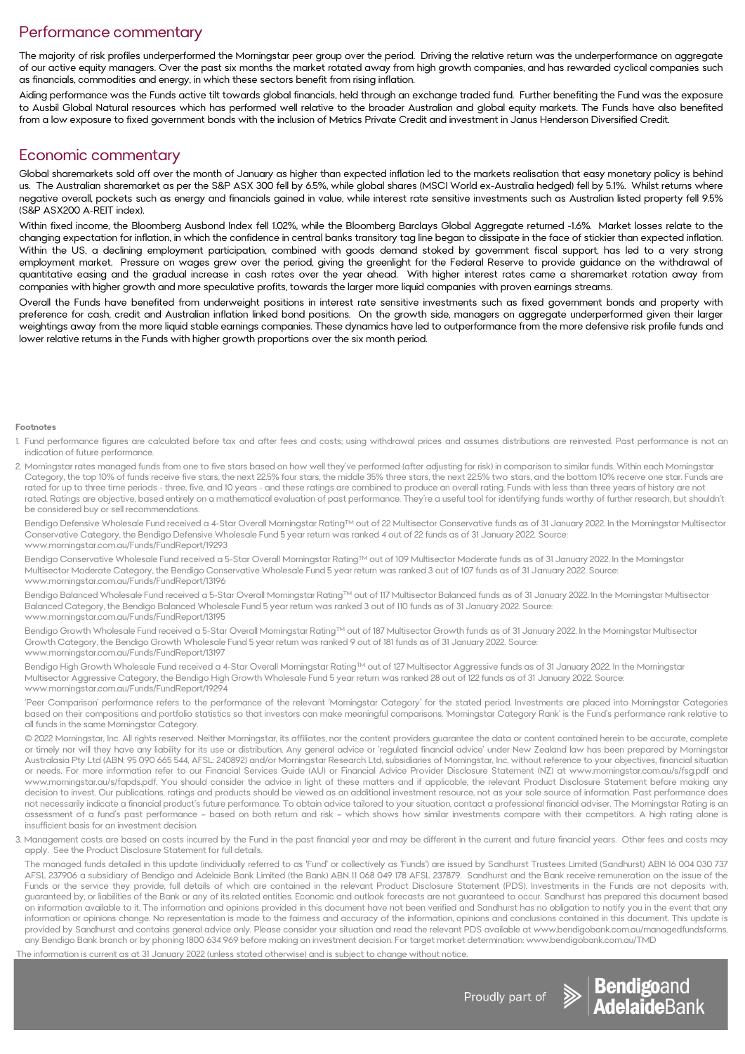## Performance commentary

The majority of risk profiles underperformed the Morningstar peer group over the period. Driving the relative return was the underperformance on aggregate of our active equity managers. Over the past six months the market rotated away from high growth companies, and has rewarded cyclical companies such as financials, commodities and energy, in which these sectors benefit from rising inflation.

Aiding performance was the Funds active tilt towards global financials, held through an exchange traded fund. Further benefiting the Fund was the exposure to Ausbil Global Natural resources which has performed well relative to the broader Australian and global equity markets. The Funds have also benefited from a low exposure to fixed government bonds with the inclusion of Metrics Private Credit and investment in Janus Henderson Diversified Credit.

## Economic commentary

Global sharemarkets sold off over the month of January as higher than expected inflation led to the markets realisation that easy monetary policy is behind us. The Australian sharemarket as per the S&P ASX 300 fell by 6.5%, while global shares (MSCI World ex-Australia hedged) fell by 5.1%. Whilst returns where negative overall, pockets such as energy and financials gained in value, while interest rate sensitive investments such as Australian listed property fell 9.5% (S&P ASX200 A-REIT index).

Within fixed income, the Bloomberg Ausbond Index fell 1.02%, while the Bloomberg Barclays Global Aggregate returned -1.6%. Market losses relate to the changing expectation for inflation, in which the confidence in central banks transitory tag line began to dissipate in the face of stickier than expected inflation. Within the US, a declining employment participation, combined with goods demand stoked by government fiscal support, has led to a very strong employment market. Pressure on wages grew over the period, giving the greenlight for the Federal Reserve to provide guidance on the withdrawal of quantitative easing and the gradual increase in cash rates over the year ahead. With higher interest rates came a sharemarket rotation away from companies with higher growth and more speculative profits, towards the larger more liquid companies with proven earnings streams.

Overall the Funds have benefited from underweight positions in interest rate sensitive investments such as fixed government bonds and property with preference for cash, credit and Australian inflation linked bond positions. On the growth side, managers on aggregate underperformed given their larger weightings away from the more liquid stable earnings companies. These dynamics have led to outperformance from the more defensive risk profile funds and lower relative returns in the Funds with higher growth proportions over the six month period.

**Footnotes**

1. Fund performance figures are calculated before tax and after fees and costs; using withdrawal prices and assumes distributions are reinvested. Past performance is not an indication of future performance.
2. Morningstar rates managed funds from one to five stars based on how well they've performed (after adjusting for risk) in comparison to similar funds. Within each Morningstar Category, the top 10% of funds receive five stars, the next 22.5% four stars, the middle 35% three stars, the next 22.5% two stars, and the bottom 10% receive one star. Funds are rated for up to three time periods - three, five, and 10 years - and these ratings are combined to produce an overall rating. Funds with less than three years of history are not rated. Ratings are objective, based entirely on a mathematical evaluation of past performance. They're a useful tool for identifying funds worthy of further research, but shouldn't be considered buy or sell recommendations.

   Bendigo Defensive Wholesale Fund received a 4-Star Overall Morningstar Rating™ out of 22 Multisector Conservative funds as of 31 January 2022. In the Morningstar Multisector Conservative Category, the Bendigo Defensive Wholesale Fund 5 year return was ranked 4 out of 22 funds as of 31 January 2022. Source: www.morningstar.com.au/Funds/FundReport/19293

   Bendigo Conservative Wholesale Fund received a 5-Star Overall Morningstar Rating™ out of 109 Multisector Moderate funds as of 31 January 2022. In the Morningstar Multisector Moderate Category, the Bendigo Conservative Wholesale Fund 5 year return was ranked 3 out of 107 funds as of 31 January 2022. Source: www.morningstar.com.au/Funds/FundReport/13196

   Bendigo Balanced Wholesale Fund received a 5-Star Overall Morningstar Rating™ out of 117 Multisector Balanced funds as of 31 January 2022. In the Morningstar Multisector Balanced Category, the Bendigo Balanced Wholesale Fund 5 year return was ranked 3 out of 110 funds as of 31 January 2022. Source: www.morningstar.com.au/Funds/FundReport/13195

   Bendigo Growth Wholesale Fund received a 5-Star Overall Morningstar Rating™ out of 187 Multisector Growth funds as of 31 January 2022. In the Morningstar Multisector Growth Category, the Bendigo Growth Wholesale Fund 5 year return was ranked 9 out of 181 funds as of 31 January 2022. Source: www.morningstar.com.au/Funds/FundReport/13197

   Bendigo High Growth Wholesale Fund received a 4-Star Overall Morningstar Rating™ out of 127 Multisector Aggressive funds as of 31 January 2022. In the Morningstar Multisector Aggressive Category, the Bendigo High Growth Wholesale Fund 5 year return was ranked 28 out of 122 funds as of 31 January 2022. Source: www.morningstar.com.au/Funds/FundReport/19294

   'Peer Comparison' performance refers to the performance of the relevant 'Morningstar Category' for the stated period. Investments are placed into Morningstar Categories based on their compositions and portfolio statistics so that investors can make meaningful comparisons. 'Morningstar Category Rank' is the Fund's performance rank relative to all funds in the same Morningstar Category.

   © 2022 Morningstar, Inc. All rights reserved. Neither Morningstar, its affiliates, nor the content providers guarantee the data or content contained herein to be accurate, complete or timely nor will they have any liability for its use or distribution. Any general advice or 'regulated financial advice' under New Zealand law has been prepared by Morningstar Australasia Pty Ltd (ABN: 95 090 665 544, AFSL: 240892) and/or Morningstar Research Ltd, subsidiaries of Morningstar, Inc, without reference to your objectives, financial situation or needs. For more information refer to our Financial Services Guide (AU) or Financial Advice Provider Disclosure Statement (NZ) at www.morningstar.com.au/s/fsg.pdf and www.morningstar.au/s/fapds.pdf. You should consider the advice in light of these matters and if applicable, the relevant Product Disclosure Statement before making any decision to invest. Our publications, ratings and products should be viewed as an additional investment resource, not as your sole source of information. Past performance does not necessarily indicate a financial product's future performance. To obtain advice tailored to your situation, contact a professional financial adviser. The Morningstar Rating is an assessment of a fund's past performance – based on both return and risk – which shows how similar investments compare with their competitors. A high rating alone is insufficient basis for an investment decision.

3. Management costs are based on costs incurred by the Fund in the past financial year and may be different in the current and future financial years. Other fees and costs may apply. See the Product Disclosure Statement for full details.

   The managed funds detailed in this update (individually referred to as 'Fund' or collectively as 'Funds') are issued by Sandhurst Trustees Limited (Sandhurst) ABN 16 004 030 737 AFSL 237906 a subsidiary of Bendigo and Adelaide Bank Limited (the Bank) ABN 11 068 049 178 AFSL 237879. Sandhurst and the Bank receive remuneration on the issue of the Funds or the service they provide, full details of which are contained in the relevant Product Disclosure Statement (PDS). Investments in the Funds are not deposits with, guaranteed by, or liabilities of the Bank or any of its related entities. Economic and outlook forecasts are not guaranteed to occur. Sandhurst has prepared this document based on information available to it. The information and opinions provided in this document have not been verified and Sandhurst has no obligation to notify you in the event that any information or opinions change. No representation is made to the fairness and accuracy of the information, opinions and conclusions contained in this document. This update is provided by Sandhurst and contains general advice only. Please consider your situation and read the relevant PDS available at www.bendigobank.com.au/managedfundsforms, any Bendigo Bank branch or by phoning 1800 634 969 before making an investment decision. For target market determination: www.bendigobank.com.au/TMD

The information is current as at 31 January 2022 (unless stated otherwise) and is subject to change without notice.

Proudly part of Bendigo and Adelaide Bank